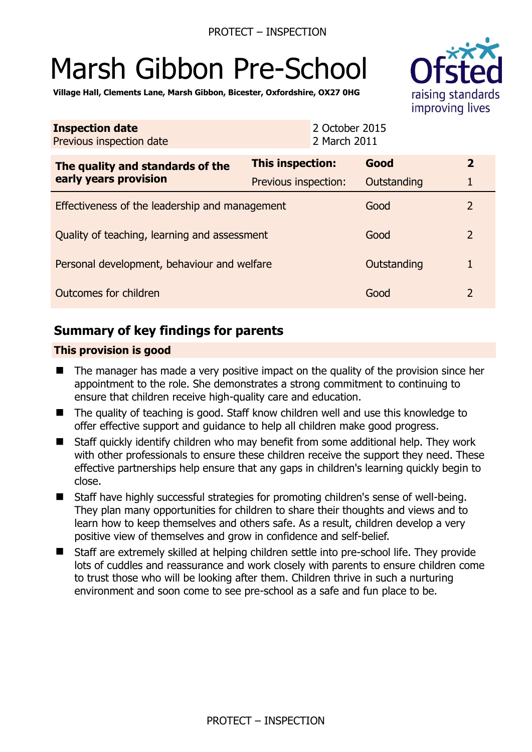# Marsh Gibbon Pre-School

**Village Hall, Clements Lane, Marsh Gibbon, Bicester, Oxfordshire, OX27 0HG**

| **Inspection date** | 2 October 2015 |
|---|---|
| Previous inspection date | 2 March 2011 |

| **The quality and standards of the early years provision** | **This inspection:** | **Good** | **2** |
|---|---|---|---|
| | Previous inspection: | Outstanding | 1 |
| Effectiveness of the leadership and management | | Good | 2 |
| Quality of teaching, learning and assessment | | Good | 2 |
| Personal development, behaviour and welfare | | Outstanding | 1 |
| Outcomes for children | | Good | 2 |

## Summary of key findings for parents

**This provision is good**

- The manager has made a very positive impact on the quality of the provision since her appointment to the role. She demonstrates a strong commitment to continuing to ensure that children receive high-quality care and education.
- The quality of teaching is good. Staff know children well and use this knowledge to offer effective support and guidance to help all children make good progress.
- Staff quickly identify children who may benefit from some additional help. They work with other professionals to ensure these children receive the support they need. These effective partnerships help ensure that any gaps in children's learning quickly begin to close.
- Staff have highly successful strategies for promoting children's sense of well-being. They plan many opportunities for children to share their thoughts and views and to learn how to keep themselves and others safe. As a result, children develop a very positive view of themselves and grow in confidence and self-belief.
- Staff are extremely skilled at helping children settle into pre-school life. They provide lots of cuddles and reassurance and work closely with parents to ensure children come to trust those who will be looking after them. Children thrive in such a nurturing environment and soon come to see pre-school as a safe and fun place to be.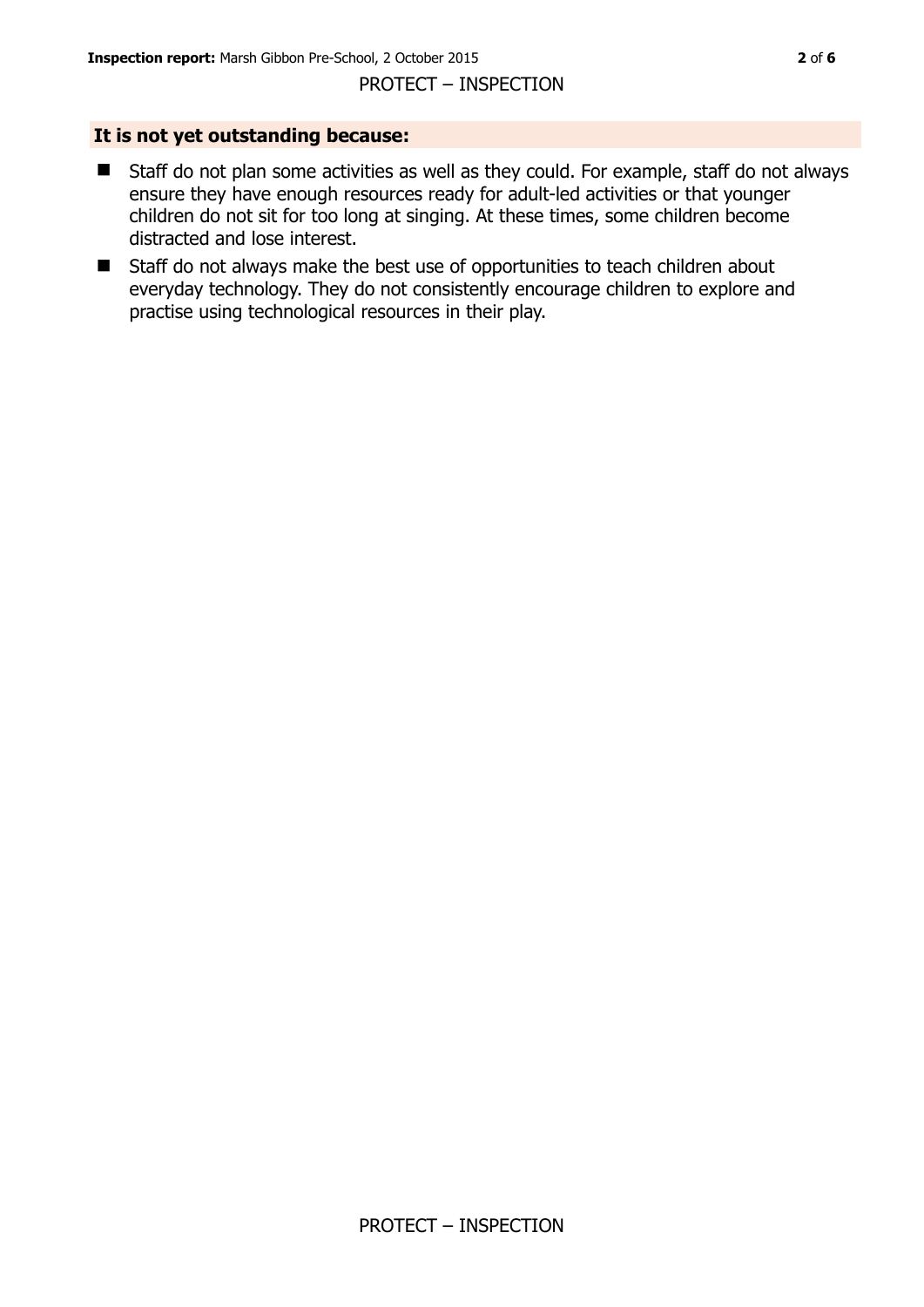## It is not yet outstanding because:

- Staff do not plan some activities as well as they could. For example, staff do not always ensure they have enough resources ready for adult-led activities or that younger children do not sit for too long at singing. At these times, some children become distracted and lose interest.
- Staff do not always make the best use of opportunities to teach children about everyday technology. They do not consistently encourage children to explore and practise using technological resources in their play.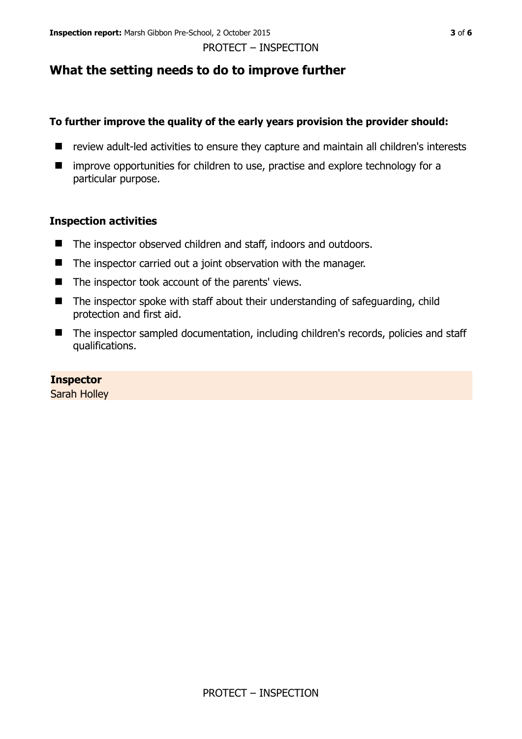## What the setting needs to do to improve further

**To further improve the quality of the early years provision the provider should:**

- review adult-led activities to ensure they capture and maintain all children's interests
- improve opportunities for children to use, practise and explore technology for a particular purpose.

### Inspection activities

- The inspector observed children and staff, indoors and outdoors.
- The inspector carried out a joint observation with the manager.
- The inspector took account of the parents' views.
- The inspector spoke with staff about their understanding of safeguarding, child protection and first aid.
- The inspector sampled documentation, including children's records, policies and staff qualifications.

**Inspector**
Sarah Holley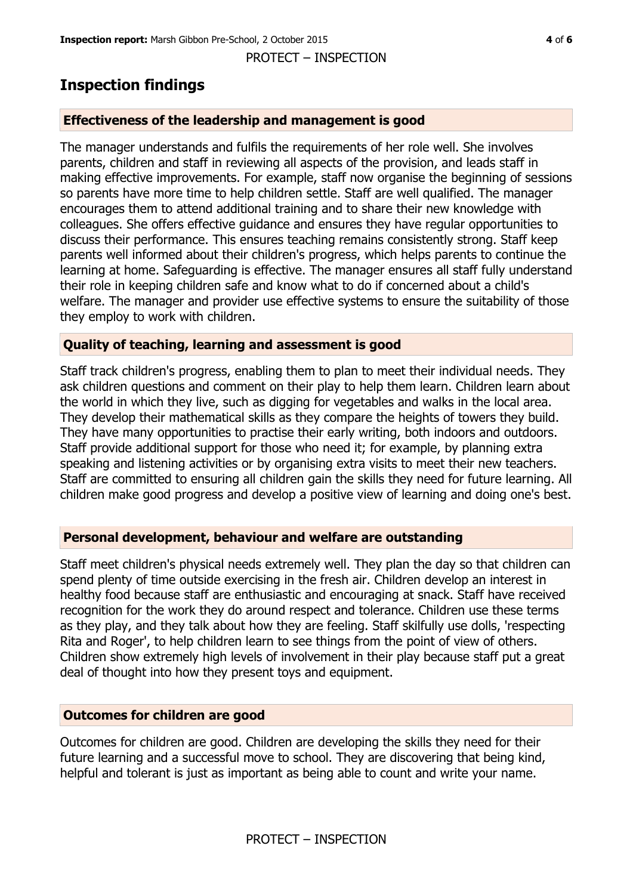## Inspection findings

### Effectiveness of the leadership and management is good

The manager understands and fulfils the requirements of her role well. She involves parents, children and staff in reviewing all aspects of the provision, and leads staff in making effective improvements. For example, staff now organise the beginning of sessions so parents have more time to help children settle. Staff are well qualified. The manager encourages them to attend additional training and to share their new knowledge with colleagues. She offers effective guidance and ensures they have regular opportunities to discuss their performance. This ensures teaching remains consistently strong. Staff keep parents well informed about their children's progress, which helps parents to continue the learning at home. Safeguarding is effective. The manager ensures all staff fully understand their role in keeping children safe and know what to do if concerned about a child's welfare. The manager and provider use effective systems to ensure the suitability of those they employ to work with children.

### Quality of teaching, learning and assessment is good

Staff track children's progress, enabling them to plan to meet their individual needs. They ask children questions and comment on their play to help them learn. Children learn about the world in which they live, such as digging for vegetables and walks in the local area. They develop their mathematical skills as they compare the heights of towers they build. They have many opportunities to practise their early writing, both indoors and outdoors. Staff provide additional support for those who need it; for example, by planning extra speaking and listening activities or by organising extra visits to meet their new teachers. Staff are committed to ensuring all children gain the skills they need for future learning. All children make good progress and develop a positive view of learning and doing one's best.

### Personal development, behaviour and welfare are outstanding

Staff meet children's physical needs extremely well. They plan the day so that children can spend plenty of time outside exercising in the fresh air. Children develop an interest in healthy food because staff are enthusiastic and encouraging at snack. Staff have received recognition for the work they do around respect and tolerance. Children use these terms as they play, and they talk about how they are feeling. Staff skilfully use dolls, 'respecting Rita and Roger', to help children learn to see things from the point of view of others. Children show extremely high levels of involvement in their play because staff put a great deal of thought into how they present toys and equipment.

### Outcomes for children are good

Outcomes for children are good. Children are developing the skills they need for their future learning and a successful move to school. They are discovering that being kind, helpful and tolerant is just as important as being able to count and write your name.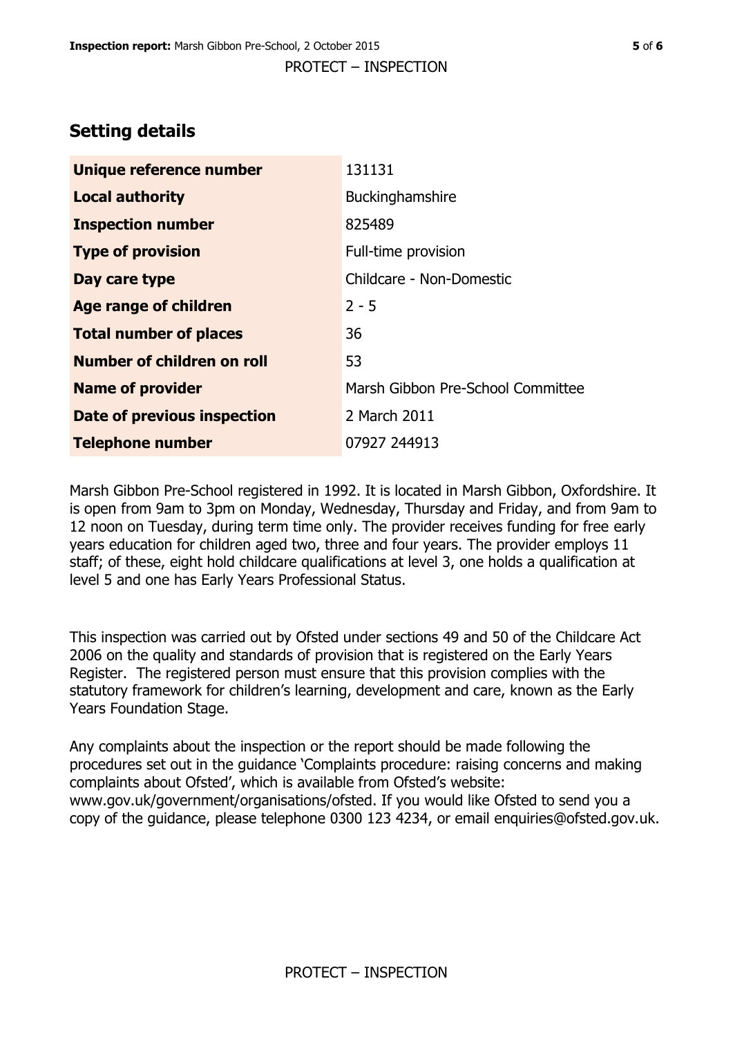## Setting details

| | |
|---|---|
| **Unique reference number** | 131131 |
| **Local authority** | Buckinghamshire |
| **Inspection number** | 825489 |
| **Type of provision** | Full-time provision |
| **Day care type** | Childcare - Non-Domestic |
| **Age range of children** | 2 - 5 |
| **Total number of places** | 36 |
| **Number of children on roll** | 53 |
| **Name of provider** | Marsh Gibbon Pre-School Committee |
| **Date of previous inspection** | 2 March 2011 |
| **Telephone number** | 07927 244913 |

Marsh Gibbon Pre-School registered in 1992. It is located in Marsh Gibbon, Oxfordshire. It is open from 9am to 3pm on Monday, Wednesday, Thursday and Friday, and from 9am to 12 noon on Tuesday, during term time only. The provider receives funding for free early years education for children aged two, three and four years. The provider employs 11 staff; of these, eight hold childcare qualifications at level 3, one holds a qualification at level 5 and one has Early Years Professional Status.

This inspection was carried out by Ofsted under sections 49 and 50 of the Childcare Act 2006 on the quality and standards of provision that is registered on the Early Years Register. The registered person must ensure that this provision complies with the statutory framework for children's learning, development and care, known as the Early Years Foundation Stage.

Any complaints about the inspection or the report should be made following the procedures set out in the guidance 'Complaints procedure: raising concerns and making complaints about Ofsted', which is available from Ofsted's website: www.gov.uk/government/organisations/ofsted. If you would like Ofsted to send you a copy of the guidance, please telephone 0300 123 4234, or email enquiries@ofsted.gov.uk.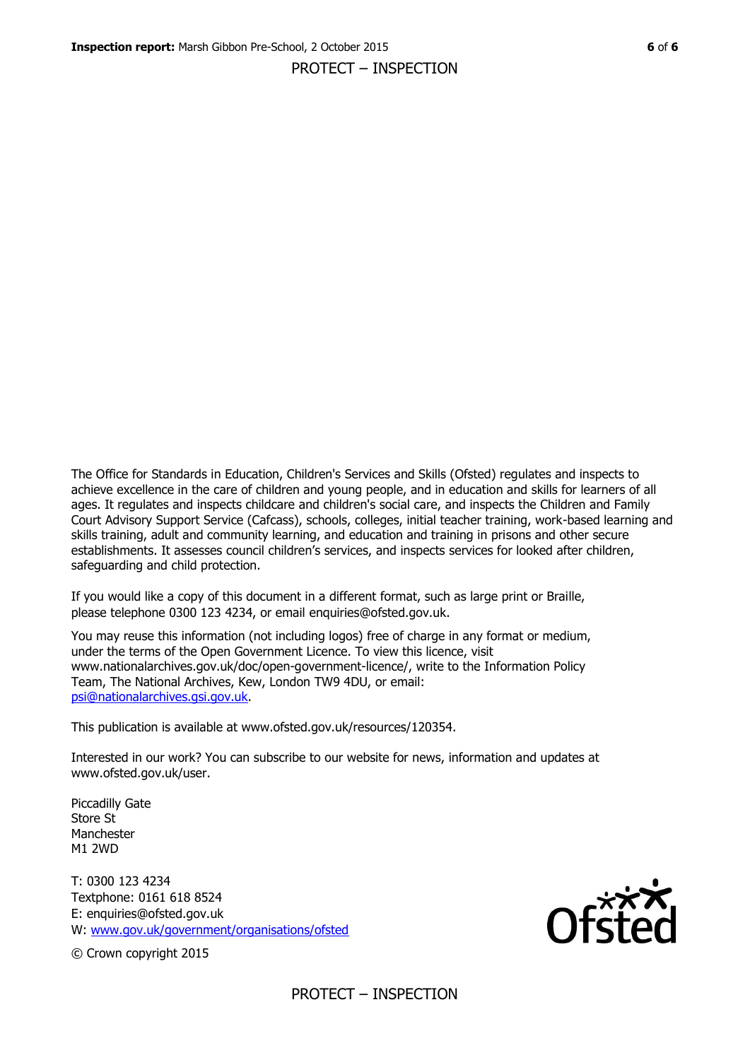The Office for Standards in Education, Children's Services and Skills (Ofsted) regulates and inspects to achieve excellence in the care of children and young people, and in education and skills for learners of all ages. It regulates and inspects childcare and children's social care, and inspects the Children and Family Court Advisory Support Service (Cafcass), schools, colleges, initial teacher training, work-based learning and skills training, adult and community learning, and education and training in prisons and other secure establishments. It assesses council children's services, and inspects services for looked after children, safeguarding and child protection.

If you would like a copy of this document in a different format, such as large print or Braille, please telephone 0300 123 4234, or email enquiries@ofsted.gov.uk.

You may reuse this information (not including logos) free of charge in any format or medium, under the terms of the Open Government Licence. To view this licence, visit www.nationalarchives.gov.uk/doc/open-government-licence/, write to the Information Policy Team, The National Archives, Kew, London TW9 4DU, or email: psi@nationalarchives.gsi.gov.uk.

This publication is available at www.ofsted.gov.uk/resources/120354.

Interested in our work? You can subscribe to our website for news, information and updates at www.ofsted.gov.uk/user.

Piccadilly Gate
Store St
Manchester
M1 2WD

T: 0300 123 4234
Textphone: 0161 618 8524
E: enquiries@ofsted.gov.uk
W: www.gov.uk/government/organisations/ofsted

© Crown copyright 2015